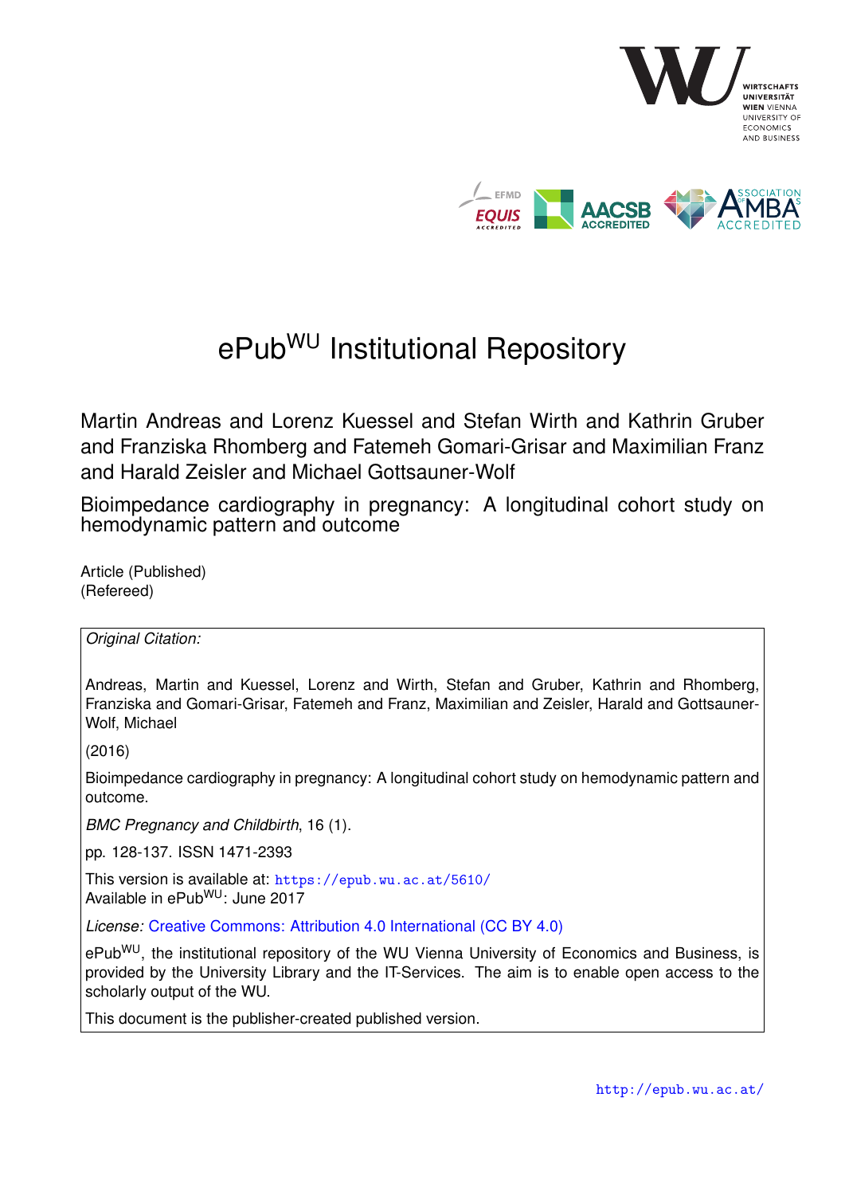# ePub$^{WU}$ Institutional Repository

Martin Andreas and Lorenz Kuessel and Stefan Wirth and Kathrin Gruber and Franziska Rhomberg and Fatemeh Gomari-Grisar and Maximilian Franz and Harald Zeisler and Michael Gottsauner-Wolf

Bioimpedance cardiography in pregnancy: A longitudinal cohort study on hemodynamic pattern and outcome

Article (Published)
(Refereed)

*Original Citation:*

Andreas, Martin and Kuessel, Lorenz and Wirth, Stefan and Gruber, Kathrin and Rhomberg, Franziska and Gomari-Grisar, Fatemeh and Franz, Maximilian and Zeisler, Harald and Gottsauner-Wolf, Michael

(2016)

Bioimpedance cardiography in pregnancy: A longitudinal cohort study on hemodynamic pattern and outcome.

*BMC Pregnancy and Childbirth*, 16 (1).

pp. 128-137. ISSN 1471-2393

This version is available at: https://epub.wu.ac.at/5610/
Available in ePub$^{WU}$: June 2017

*License:* Creative Commons: Attribution 4.0 International (CC BY 4.0)

ePub$^{WU}$, the institutional repository of the WU Vienna University of Economics and Business, is provided by the University Library and the IT-Services. The aim is to enable open access to the scholarly output of the WU.

This document is the publisher-created published version.

http://epub.wu.ac.at/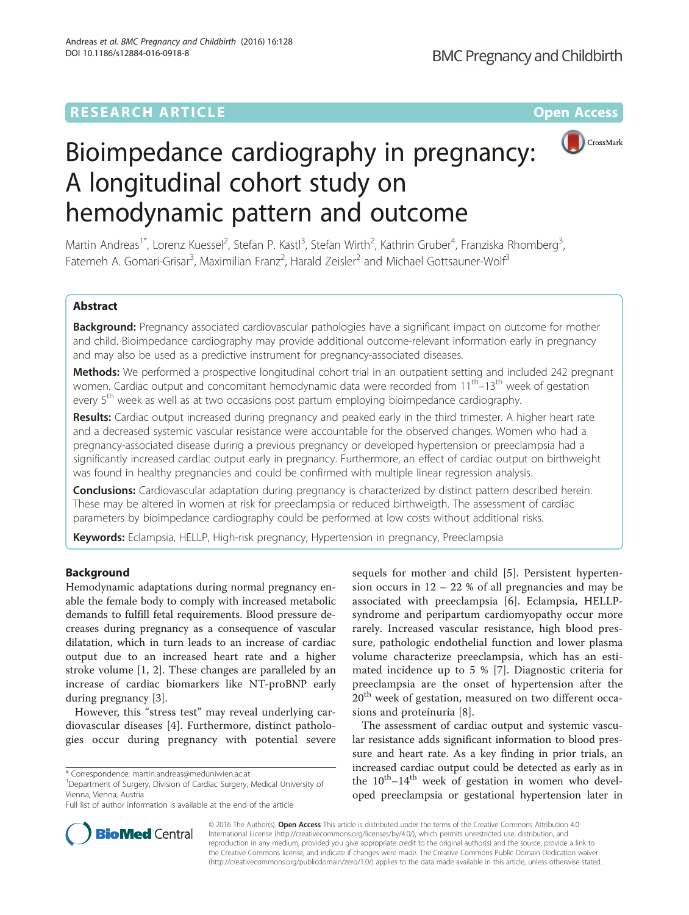# Bioimpedance cardiography in pregnancy: A longitudinal cohort study on hemodynamic pattern and outcome

Martin Andreas[1*], Lorenz Kuessel[2], Stefan P. Kastl[3], Stefan Wirth[2], Kathrin Gruber[4], Franziska Rhomberg[3], Fatemeh A. Gomari-Grisar[3], Maximilian Franz[2], Harald Zeisler[2] and Michael Gottsauner-Wolf[3]

## Abstract

**Background:** Pregnancy associated cardiovascular pathologies have a significant impact on outcome for mother and child. Bioimpedance cardiography may provide additional outcome-relevant information early in pregnancy and may also be used as a predictive instrument for pregnancy-associated diseases.

**Methods:** We performed a prospective longitudinal cohort trial in an outpatient setting and included 242 pregnant women. Cardiac output and concomitant hemodynamic data were recorded from 11[th]–13[th] week of gestation every 5[th] week as well as at two occasions post partum employing bioimpedance cardiography.

**Results:** Cardiac output increased during pregnancy and peaked early in the third trimester. A higher heart rate and a decreased systemic vascular resistance were accountable for the observed changes. Women who had a pregnancy-associated disease during a previous pregnancy or developed hypertension or preeclampsia had a significantly increased cardiac output early in pregnancy. Furthermore, an effect of cardiac output on birthweight was found in healthy pregnancies and could be confirmed with multiple linear regression analysis.

**Conclusions:** Cardiovascular adaptation during pregnancy is characterized by distinct pattern described herein. These may be altered in women at risk for preeclampsia or reduced birthweigth. The assessment of cardiac parameters by bioimpedance cardiography could be performed at low costs without additional risks.

**Keywords:** Eclampsia, HELLP, High-risk pregnancy, Hypertension in pregnancy, Preeclampsia

## Background

Hemodynamic adaptations during normal pregnancy enable the female body to comply with increased metabolic demands to fulfill fetal requirements. Blood pressure decreases during pregnancy as a consequence of vascular dilatation, which in turn leads to an increase of cardiac output due to an increased heart rate and a higher stroke volume [1, 2]. These changes are paralleled by an increase of cardiac biomarkers like NT-proBNP early during pregnancy [3].

However, this "stress test" may reveal underlying cardiovascular diseases [4]. Furthermore, distinct pathologies occur during pregnancy with potential severe sequels for mother and child [5]. Persistent hypertension occurs in 12 – 22 % of all pregnancies and may be associated with preeclampsia [6]. Eclampsia, HELLP-syndrome and peripartum cardiomyopathy occur more rarely. Increased vascular resistance, high blood pressure, pathologic endothelial function and lower plasma volume characterize preeclampsia, which has an estimated incidence up to 5 % [7]. Diagnostic criteria for preeclampsia are the onset of hypertension after the 20[th] week of gestation, measured on two different occasions and proteinuria [8].

The assessment of cardiac output and systemic vascular resistance adds significant information to blood pressure and heart rate. As a key finding in prior trials, an increased cardiac output could be detected as early as in the 10[th]–14[th] week of gestation in women who developed preeclampsia or gestational hypertension later in

\* Correspondence: martin.andreas@meduniwien.ac.at
[1]Department of Surgery, Division of Cardiac Surgery, Medical University of Vienna, Vienna, Austria
Full list of author information is available at the end of the article

© 2016 The Author(s). **Open Access** This article is distributed under the terms of the Creative Commons Attribution 4.0 International License (http://creativecommons.org/licenses/by/4.0/), which permits unrestricted use, distribution, and reproduction in any medium, provided you give appropriate credit to the original author(s) and the source, provide a link to the Creative Commons license, and indicate if changes were made. The Creative Commons Public Domain Dedication waiver (http://creativecommons.org/publicdomain/zero/1.0/) applies to the data made available in this article, unless otherwise stated.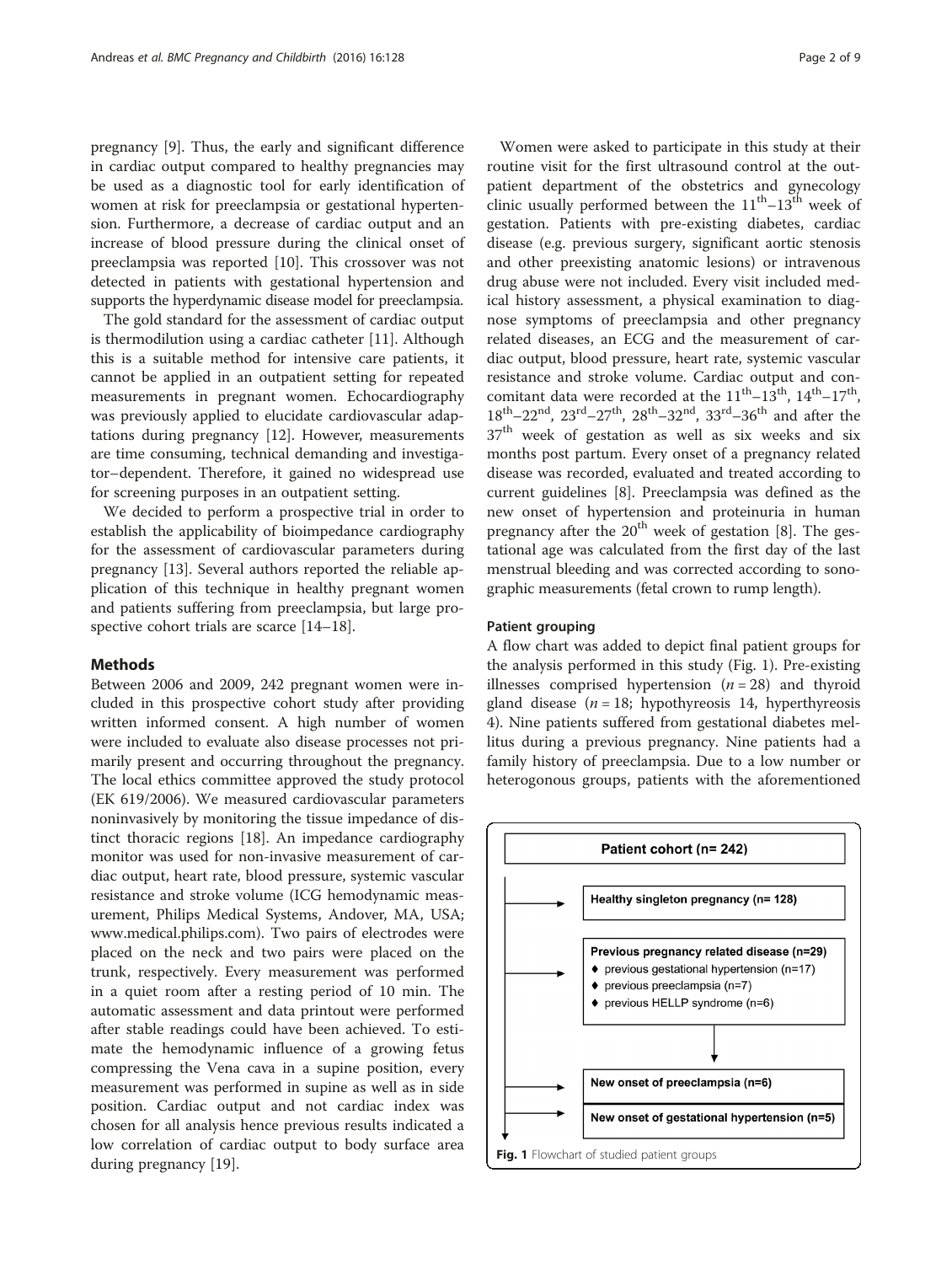pregnancy [9]. Thus, the early and significant difference in cardiac output compared to healthy pregnancies may be used as a diagnostic tool for early identification of women at risk for preeclampsia or gestational hypertension. Furthermore, a decrease of cardiac output and an increase of blood pressure during the clinical onset of preeclampsia was reported [10]. This crossover was not detected in patients with gestational hypertension and supports the hyperdynamic disease model for preeclampsia.

The gold standard for the assessment of cardiac output is thermodilution using a cardiac catheter [11]. Although this is a suitable method for intensive care patients, it cannot be applied in an outpatient setting for repeated measurements in pregnant women. Echocardiography was previously applied to elucidate cardiovascular adaptations during pregnancy [12]. However, measurements are time consuming, technical demanding and investigator–dependent. Therefore, it gained no widespread use for screening purposes in an outpatient setting.

We decided to perform a prospective trial in order to establish the applicability of bioimpedance cardiography for the assessment of cardiovascular parameters during pregnancy [13]. Several authors reported the reliable application of this technique in healthy pregnant women and patients suffering from preeclampsia, but large prospective cohort trials are scarce [14–18].

## Methods

Between 2006 and 2009, 242 pregnant women were included in this prospective cohort study after providing written informed consent. A high number of women were included to evaluate also disease processes not primarily present and occurring throughout the pregnancy. The local ethics committee approved the study protocol (EK 619/2006). We measured cardiovascular parameters noninvasively by monitoring the tissue impedance of distinct thoracic regions [18]. An impedance cardiography monitor was used for non-invasive measurement of cardiac output, heart rate, blood pressure, systemic vascular resistance and stroke volume (ICG hemodynamic measurement, Philips Medical Systems, Andover, MA, USA; www.medical.philips.com). Two pairs of electrodes were placed on the neck and two pairs were placed on the trunk, respectively. Every measurement was performed in a quiet room after a resting period of 10 min. The automatic assessment and data printout were performed after stable readings could have been achieved. To estimate the hemodynamic influence of a growing fetus compressing the Vena cava in a supine position, every measurement was performed in supine as well as in side position. Cardiac output and not cardiac index was chosen for all analysis hence previous results indicated a low correlation of cardiac output to body surface area during pregnancy [19].

Women were asked to participate in this study at their routine visit for the first ultrasound control at the outpatient department of the obstetrics and gynecology clinic usually performed between the 11th–13th week of gestation. Patients with pre-existing diabetes, cardiac disease (e.g. previous surgery, significant aortic stenosis and other preexisting anatomic lesions) or intravenous drug abuse were not included. Every visit included medical history assessment, a physical examination to diagnose symptoms of preeclampsia and other pregnancy related diseases, an ECG and the measurement of cardiac output, blood pressure, heart rate, systemic vascular resistance and stroke volume. Cardiac output and concomitant data were recorded at the 11th–13th, 14th–17th, 18th–22nd, 23rd–27th, 28th–32nd, 33rd–36th and after the 37th week of gestation as well as six weeks and six months post partum. Every onset of a pregnancy related disease was recorded, evaluated and treated according to current guidelines [8]. Preeclampsia was defined as the new onset of hypertension and proteinuria in human pregnancy after the 20th week of gestation [8]. The gestational age was calculated from the first day of the last menstrual bleeding and was corrected according to sonographic measurements (fetal crown to rump length).

### Patient grouping

A flow chart was added to depict final patient groups for the analysis performed in this study (Fig. 1). Pre-existing illnesses comprised hypertension ($n = 28$) and thyroid gland disease ($n = 18$; hypothyreosis 14, hyperthyreosis 4). Nine patients suffered from gestational diabetes mellitus during a previous pregnancy. Nine patients had a family history of preeclampsia. Due to a low number or heterogonous groups, patients with the aforementioned

**Patient cohort (n= 242)**

- **Healthy singleton pregnancy (n= 128)**
- **Previous pregnancy related disease (n=29)**
  - previous gestational hypertension (n=17)
  - previous preeclampsia (n=7)
  - previous HELLP syndrome (n=6)
- **New onset of preeclampsia (n=6)**
- **New onset of gestational hypertension (n=5)**

**Fig. 1** Flowchart of studied patient groups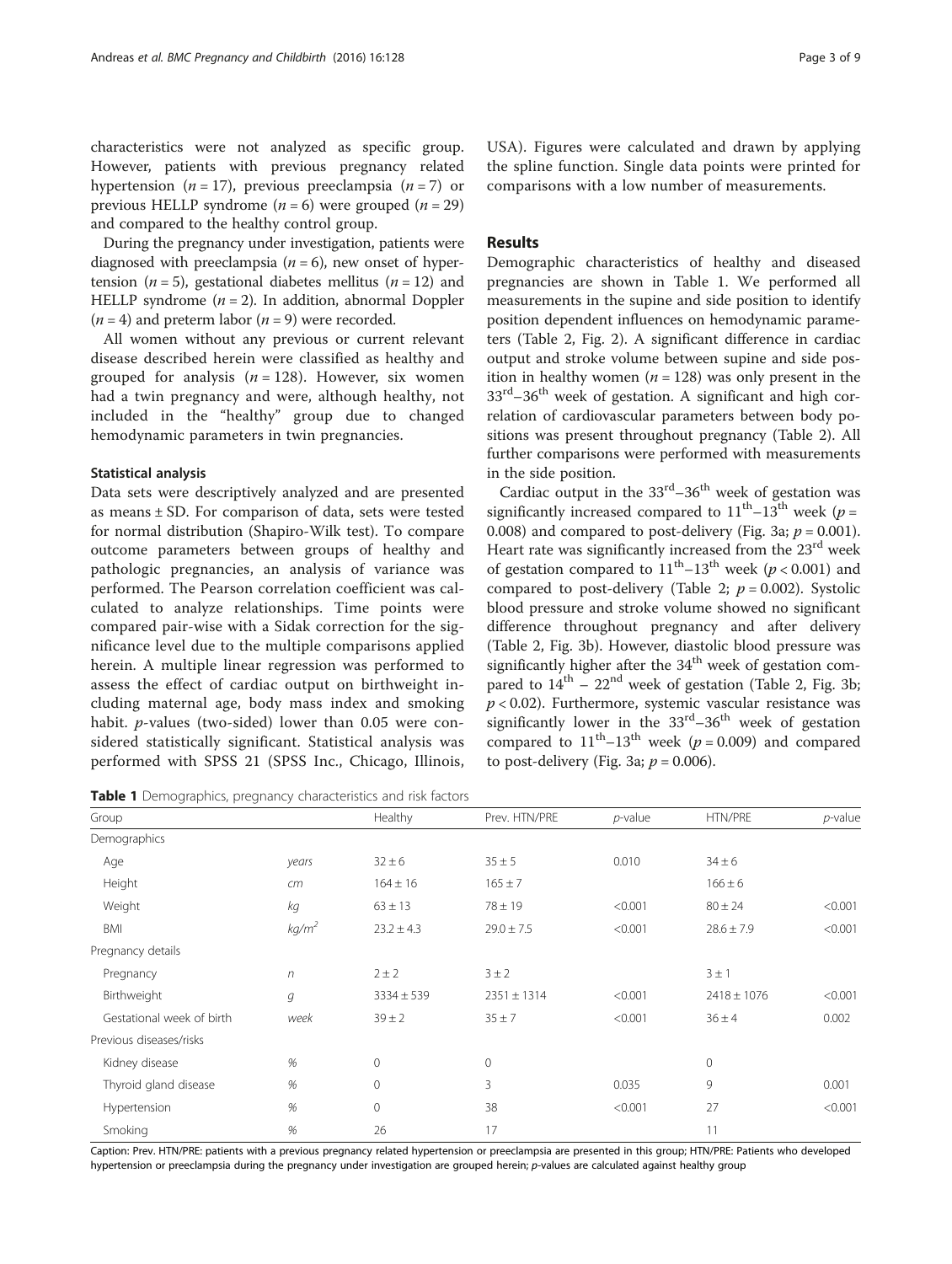characteristics were not analyzed as specific group. However, patients with previous pregnancy related hypertension ($n = 17$), previous preeclampsia ($n = 7$) or previous HELLP syndrome ($n = 6$) were grouped ($n = 29$) and compared to the healthy control group.

During the pregnancy under investigation, patients were diagnosed with preeclampsia ($n = 6$), new onset of hypertension ($n = 5$), gestational diabetes mellitus ($n = 12$) and HELLP syndrome ($n = 2$). In addition, abnormal Doppler ($n = 4$) and preterm labor ($n = 9$) were recorded.

All women without any previous or current relevant disease described herein were classified as healthy and grouped for analysis ($n = 128$). However, six women had a twin pregnancy and were, although healthy, not included in the "healthy" group due to changed hemodynamic parameters in twin pregnancies.

### Statistical analysis

Data sets were descriptively analyzed and are presented as means ± SD. For comparison of data, sets were tested for normal distribution (Shapiro-Wilk test). To compare outcome parameters between groups of healthy and pathologic pregnancies, an analysis of variance was performed. The Pearson correlation coefficient was calculated to analyze relationships. Time points were compared pair-wise with a Sidak correction for the significance level due to the multiple comparisons applied herein. A multiple linear regression was performed to assess the effect of cardiac output on birthweight including maternal age, body mass index and smoking habit. $p$-values (two-sided) lower than 0.05 were considered statistically significant. Statistical analysis was performed with SPSS 21 (SPSS Inc., Chicago, Illinois, USA). Figures were calculated and drawn by applying the spline function. Single data points were printed for comparisons with a low number of measurements.

## Results

Demographic characteristics of healthy and diseased pregnancies are shown in Table 1. We performed all measurements in the supine and side position to identify position dependent influences on hemodynamic parameters (Table 2, Fig. 2). A significant difference in cardiac output and stroke volume between supine and side position in healthy women ($n = 128$) was only present in the 33[rd]–36[th] week of gestation. A significant and high correlation of cardiovascular parameters between body positions was present throughout pregnancy (Table 2). All further comparisons were performed with measurements in the side position.

Cardiac output in the 33[rd]–36[th] week of gestation was significantly increased compared to 11[th]–13[th] week ($p = 0.008$) and compared to post-delivery (Fig. 3a; $p = 0.001$). Heart rate was significantly increased from the 23[rd] week of gestation compared to 11[th]–13[th] week ($p < 0.001$) and compared to post-delivery (Table 2; $p = 0.002$). Systolic blood pressure and stroke volume showed no significant difference throughout pregnancy and after delivery (Table 2, Fig. 3b). However, diastolic blood pressure was significantly higher after the 34[th] week of gestation compared to 14[th] – 22[nd] week of gestation (Table 2, Fig. 3b; $p < 0.02$). Furthermore, systemic vascular resistance was significantly lower in the 33[rd]–36[th] week of gestation compared to 11[th]–13[th] week ($p = 0.009$) and compared to post-delivery (Fig. 3a; $p = 0.006$).

**Table 1** Demographics, pregnancy characteristics and risk factors

| Group | | Healthy | Prev. HTN/PRE | $p$-value | HTN/PRE | $p$-value |
|---|---|---|---|---|---|---|
| Demographics | | | | | | |
| Age | *years* | 32 ± 6 | 35 ± 5 | 0.010 | 34 ± 6 | |
| Height | *cm* | 164 ± 16 | 165 ± 7 | | 166 ± 6 | |
| Weight | *kg* | 63 ± 13 | 78 ± 19 | <0.001 | 80 ± 24 | <0.001 |
| BMI | *kg/m²* | 23.2 ± 4.3 | 29.0 ± 7.5 | <0.001 | 28.6 ± 7.9 | <0.001 |
| Pregnancy details | | | | | | |
| Pregnancy | *n* | 2 ± 2 | 3 ± 2 | | 3 ± 1 | |
| Birthweight | *g* | 3334 ± 539 | 2351 ± 1314 | <0.001 | 2418 ± 1076 | <0.001 |
| Gestational week of birth | *week* | 39 ± 2 | 35 ± 7 | <0.001 | 36 ± 4 | 0.002 |
| Previous diseases/risks | | | | | | |
| Kidney disease | % | 0 | 0 | | 0 | |
| Thyroid gland disease | % | 0 | 3 | 0.035 | 9 | 0.001 |
| Hypertension | % | 0 | 38 | <0.001 | 27 | <0.001 |
| Smoking | % | 26 | 17 | | 11 | |

Caption: Prev. HTN/PRE: patients with a previous pregnancy related hypertension or preeclampsia are presented in this group; HTN/PRE: Patients who developed hypertension or preeclampsia during the pregnancy under investigation are grouped herein; $p$-values are calculated against healthy group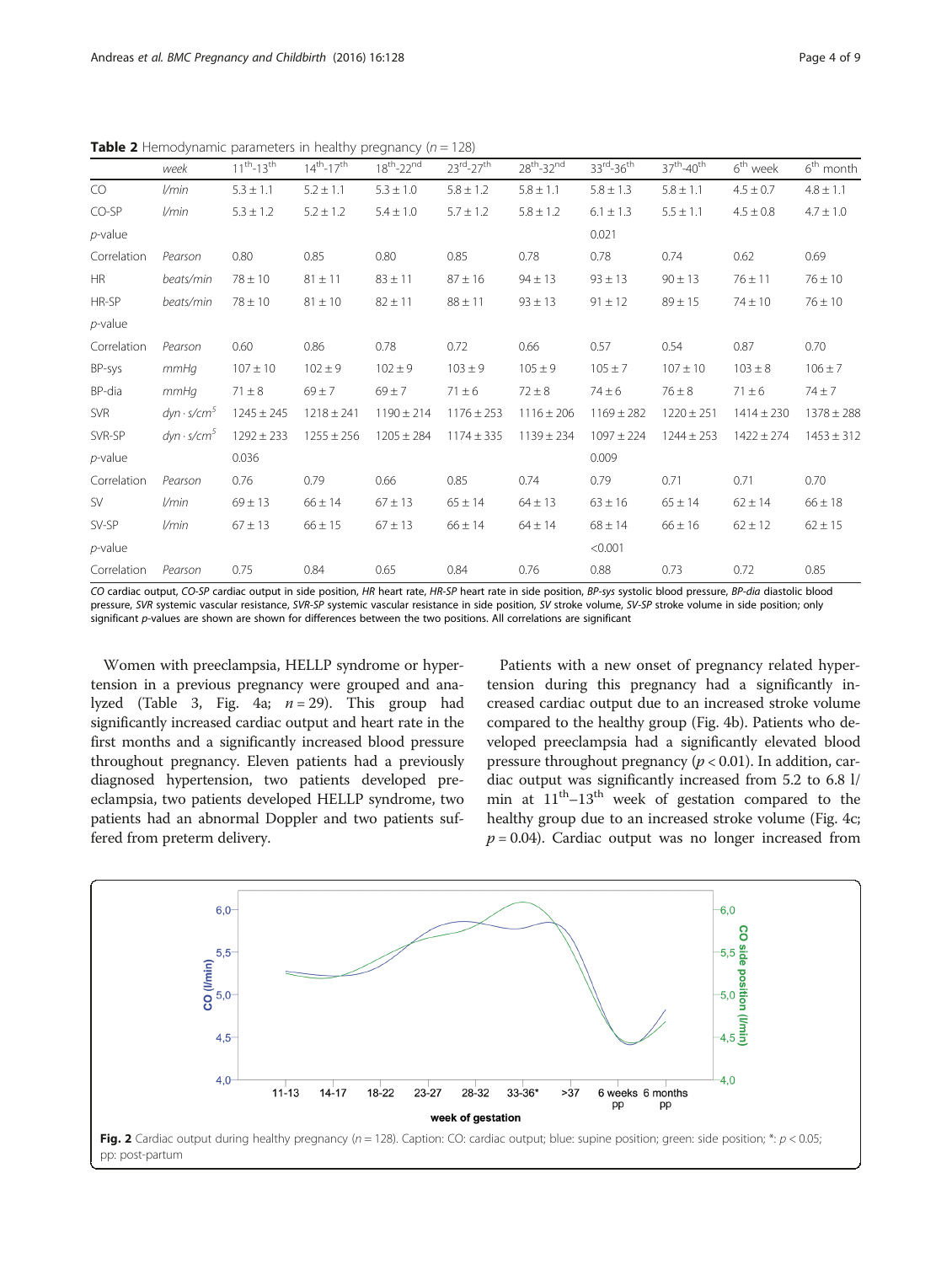**Table 2** Hemodynamic parameters in healthy pregnancy ($n = 128$)

| | week | 11th-13th | 14th-17th | 18th-22nd | 23rd-27th | 28th-32nd | 33rd-36th | 37th-40th | 6th week | 6th month |
|---|---|---|---|---|---|---|---|---|---|---|
| CO | l/min | 5.3 ± 1.1 | 5.2 ± 1.1 | 5.3 ± 1.0 | 5.8 ± 1.2 | 5.8 ± 1.1 | 5.8 ± 1.3 | 5.8 ± 1.1 | 4.5 ± 0.7 | 4.8 ± 1.1 |
| CO-SP | l/min | 5.3 ± 1.2 | 5.2 ± 1.2 | 5.4 ± 1.0 | 5.7 ± 1.2 | 5.8 ± 1.2 | 6.1 ± 1.3 | 5.5 ± 1.1 | 4.5 ± 0.8 | 4.7 ± 1.0 |
| *p*-value | | | | | | | 0.021 | | | |
| Correlation | Pearson | 0.80 | 0.85 | 0.80 | 0.85 | 0.78 | 0.78 | 0.74 | 0.62 | 0.69 |
| HR | beats/min | 78 ± 10 | 81 ± 11 | 83 ± 11 | 87 ± 16 | 94 ± 13 | 93 ± 13 | 90 ± 13 | 76 ± 11 | 76 ± 10 |
| HR-SP | beats/min | 78 ± 10 | 81 ± 10 | 82 ± 11 | 88 ± 11 | 93 ± 13 | 91 ± 12 | 89 ± 15 | 74 ± 10 | 76 ± 10 |
| *p*-value | | | | | | | | | | |
| Correlation | Pearson | 0.60 | 0.86 | 0.78 | 0.72 | 0.66 | 0.57 | 0.54 | 0.87 | 0.70 |
| BP-sys | mmHg | 107 ± 10 | 102 ± 9 | 102 ± 9 | 103 ± 9 | 105 ± 9 | 105 ± 7 | 107 ± 10 | 103 ± 8 | 106 ± 7 |
| BP-dia | mmHg | 71 ± 8 | 69 ± 7 | 69 ± 7 | 71 ± 6 | 72 ± 8 | 74 ± 6 | 76 ± 8 | 71 ± 6 | 74 ± 7 |
| SVR | $dyn \cdot s/cm^5$ | 1245 ± 245 | 1218 ± 241 | 1190 ± 214 | 1176 ± 253 | 1116 ± 206 | 1169 ± 282 | 1220 ± 251 | 1414 ± 230 | 1378 ± 288 |
| SVR-SP | $dyn \cdot s/cm^5$ | 1292 ± 233 | 1255 ± 256 | 1205 ± 284 | 1174 ± 335 | 1139 ± 234 | 1097 ± 224 | 1244 ± 253 | 1422 ± 274 | 1453 ± 312 |
| *p*-value | | 0.036 | | | | | 0.009 | | | |
| Correlation | Pearson | 0.76 | 0.79 | 0.66 | 0.85 | 0.74 | 0.79 | 0.71 | 0.71 | 0.70 |
| SV | l/min | 69 ± 13 | 66 ± 14 | 67 ± 13 | 65 ± 14 | 64 ± 13 | 63 ± 16 | 65 ± 14 | 62 ± 14 | 66 ± 18 |
| SV-SP | l/min | 67 ± 13 | 66 ± 15 | 67 ± 13 | 66 ± 14 | 64 ± 14 | 68 ± 14 | 66 ± 16 | 62 ± 12 | 62 ± 15 |
| *p*-value | | | | | | | <0.001 | | | |
| Correlation | Pearson | 0.75 | 0.84 | 0.65 | 0.84 | 0.76 | 0.88 | 0.73 | 0.72 | 0.85 |

*CO* cardiac output, *CO-SP* cardiac output in side position, *HR* heart rate, *HR-SP* heart rate in side position, *BP-sys* systolic blood pressure, *BP-dia* diastolic blood pressure, *SVR* systemic vascular resistance, *SVR-SP* systemic vascular resistance in side position, *SV* stroke volume, *SV-SP* stroke volume in side position; only significant *p*-values are shown are shown for differences between the two positions. All correlations are significant

Women with preeclampsia, HELLP syndrome or hypertension in a previous pregnancy were grouped and analyzed (Table 3, Fig. 4a; $n = 29$). This group had significantly increased cardiac output and heart rate in the first months and a significantly increased blood pressure throughout pregnancy. Eleven patients had a previously diagnosed hypertension, two patients developed preeclampsia, two patients developed HELLP syndrome, two patients had an abnormal Doppler and two patients suffered from preterm delivery.

Patients with a new onset of pregnancy related hypertension during this pregnancy had a significantly increased cardiac output due to an increased stroke volume compared to the healthy group (Fig. 4b). Patients who developed preeclampsia had a significantly elevated blood pressure throughout pregnancy ($p < 0.01$). In addition, cardiac output was significantly increased from 5.2 to 6.8 l/min at 11th–13th week of gestation compared to the healthy group due to an increased stroke volume (Fig. 4c; $p = 0.04$). Cardiac output was no longer increased from

**Fig. 2** Cardiac output during healthy pregnancy ($n = 128$). Caption: CO: cardiac output; blue: supine position; green: side position; *: $p < 0.05$; pp: post-partum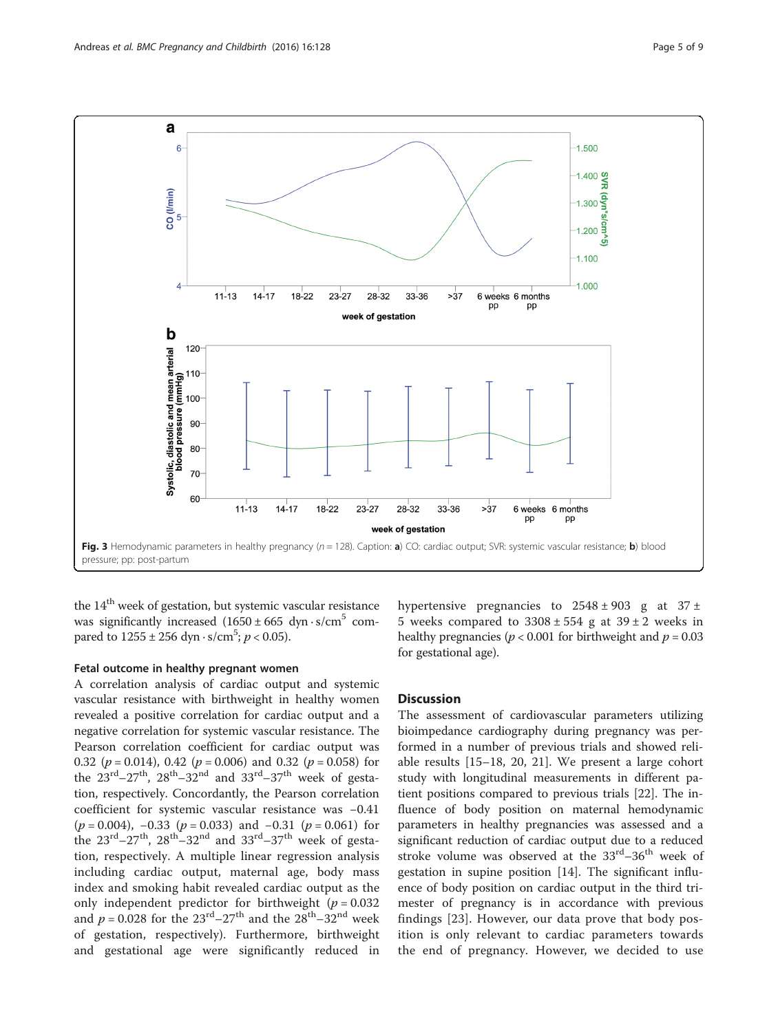Fig. 3 Hemodynamic parameters in healthy pregnancy ($n = 128$). Caption: **a**) CO: cardiac output; SVR: systemic vascular resistance; **b**) blood pressure; pp: post-partum

the 14th week of gestation, but systemic vascular resistance was significantly increased ($1650 \pm 665$ dyn · s/cm$^5$ compared to $1255 \pm 256$ dyn · s/cm$^5$; $p < 0.05$).

### Fetal outcome in healthy pregnant women

A correlation analysis of cardiac output and systemic vascular resistance with birthweight in healthy women revealed a positive correlation for cardiac output and a negative correlation for systemic vascular resistance. The Pearson correlation coefficient for cardiac output was 0.32 ($p = 0.014$), 0.42 ($p = 0.006$) and 0.32 ($p = 0.058$) for the 23rd–27th, 28th–32nd and 33rd–37th week of gestation, respectively. Concordantly, the Pearson correlation coefficient for systemic vascular resistance was −0.41 ($p = 0.004$), −0.33 ($p = 0.033$) and −0.31 ($p = 0.061$) for the 23rd–27th, 28th–32nd and 33rd–37th week of gestation, respectively. A multiple linear regression analysis including cardiac output, maternal age, body mass index and smoking habit revealed cardiac output as the only independent predictor for birthweight ($p = 0.032$ and $p = 0.028$ for the 23rd–27th and the 28th–32nd week of gestation, respectively). Furthermore, birthweight and gestational age were significantly reduced in hypertensive pregnancies to $2548 \pm 903$ g at $37 \pm 5$ weeks compared to $3308 \pm 554$ g at $39 \pm 2$ weeks in healthy pregnancies ($p < 0.001$ for birthweight and $p = 0.03$ for gestational age).

## Discussion

The assessment of cardiovascular parameters utilizing bioimpedance cardiography during pregnancy was performed in a number of previous trials and showed reliable results [15–18, 20, 21]. We present a large cohort study with longitudinal measurements in different patient positions compared to previous trials [22]. The influence of body position on maternal hemodynamic parameters in healthy pregnancies was assessed and a significant reduction of cardiac output due to a reduced stroke volume was observed at the 33rd–36th week of gestation in supine position [14]. The significant influence of body position on cardiac output in the third trimester of pregnancy is in accordance with previous findings [23]. However, our data prove that body position is only relevant to cardiac parameters towards the end of pregnancy. However, we decided to use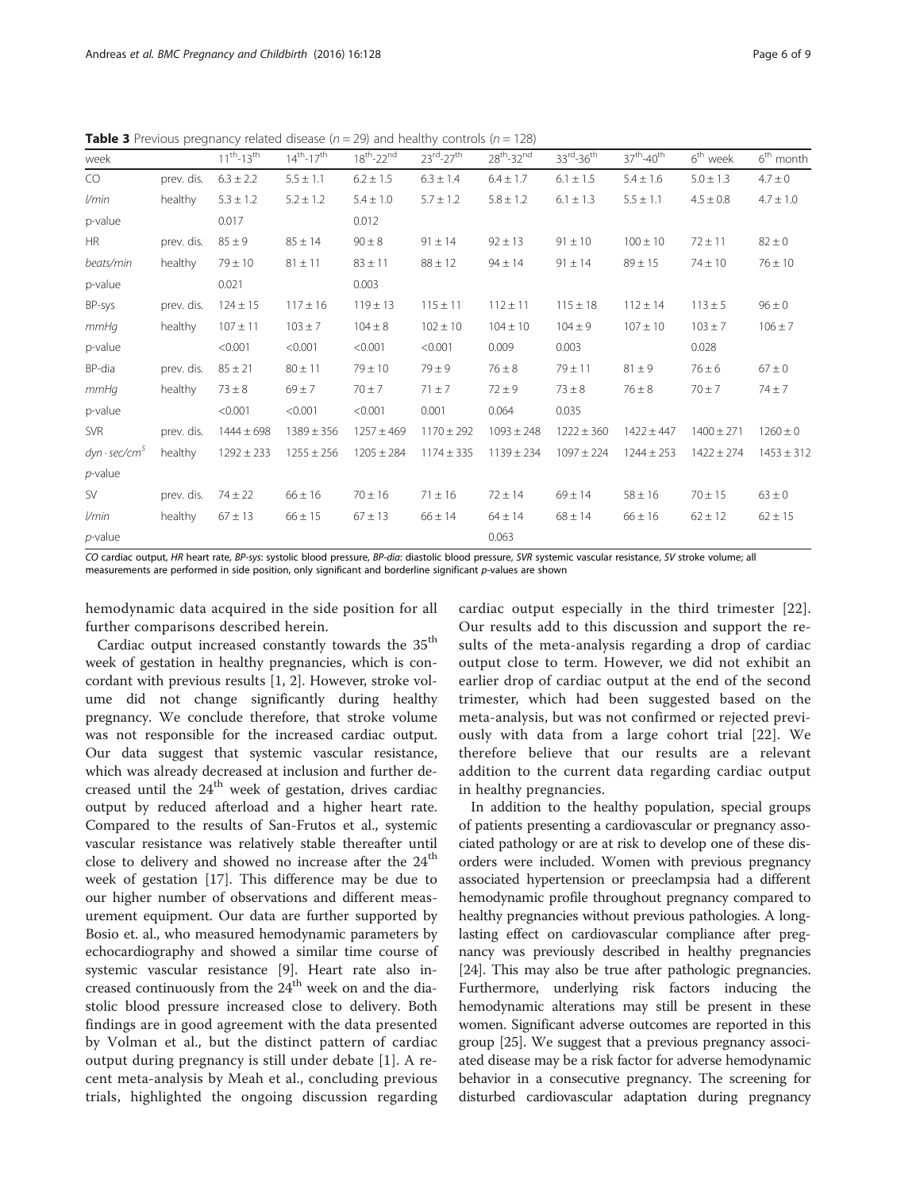**Table 3** Previous pregnancy related disease ($n = 29$) and healthy controls ($n = 128$)

| week | | 11th-13th | 14th-17th | 18th-22nd | 23rd-27th | 28th-32nd | 33rd-36th | 37th-40th | 6th week | 6th month |
|---|---|---|---|---|---|---|---|---|---|---|
| CO | prev. dis. | 6.3 ± 2.2 | 5.5 ± 1.1 | 6.2 ± 1.5 | 6.3 ± 1.4 | 6.4 ± 1.7 | 6.1 ± 1.5 | 5.4 ± 1.6 | 5.0 ± 1.3 | 4.7 ± 0 |
| *l/min* | healthy | 5.3 ± 1.2 | 5.2 ± 1.2 | 5.4 ± 1.0 | 5.7 ± 1.2 | 5.8 ± 1.2 | 6.1 ± 1.3 | 5.5 ± 1.1 | 4.5 ± 0.8 | 4.7 ± 1.0 |
| p-value | | 0.017 | | 0.012 | | | | | | |
| HR | prev. dis. | 85 ± 9 | 85 ± 14 | 90 ± 8 | 91 ± 14 | 92 ± 13 | 91 ± 10 | 100 ± 10 | 72 ± 11 | 82 ± 0 |
| *beats/min* | healthy | 79 ± 10 | 81 ± 11 | 83 ± 11 | 88 ± 12 | 94 ± 14 | 91 ± 14 | 89 ± 15 | 74 ± 10 | 76 ± 10 |
| p-value | | 0.021 | | 0.003 | | | | | | |
| BP-sys | prev. dis. | 124 ± 15 | 117 ± 16 | 119 ± 13 | 115 ± 11 | 112 ± 11 | 115 ± 18 | 112 ± 14 | 113 ± 5 | 96 ± 0 |
| *mmHg* | healthy | 107 ± 11 | 103 ± 7 | 104 ± 8 | 102 ± 10 | 104 ± 10 | 104 ± 9 | 107 ± 10 | 103 ± 7 | 106 ± 7 |
| p-value | | <0.001 | <0.001 | <0.001 | <0.001 | 0.009 | 0.003 | | 0.028 | |
| BP-dia | prev. dis. | 85 ± 21 | 80 ± 11 | 79 ± 10 | 79 ± 9 | 76 ± 8 | 79 ± 11 | 81 ± 9 | 76 ± 6 | 67 ± 0 |
| *mmHg* | healthy | 73 ± 8 | 69 ± 7 | 70 ± 7 | 71 ± 7 | 72 ± 9 | 73 ± 8 | 76 ± 8 | 70 ± 7 | 74 ± 7 |
| p-value | | <0.001 | <0.001 | <0.001 | 0.001 | 0.064 | 0.035 | | | |
| SVR | prev. dis. | 1444 ± 698 | 1389 ± 356 | 1257 ± 469 | 1170 ± 292 | 1093 ± 248 | 1222 ± 360 | 1422 ± 447 | 1400 ± 271 | 1260 ± 0 |
| *dyn · sec/cm⁵* | healthy | 1292 ± 233 | 1255 ± 256 | 1205 ± 284 | 1174 ± 335 | 1139 ± 234 | 1097 ± 224 | 1244 ± 253 | 1422 ± 274 | 1453 ± 312 |
| *p*-value | | | | | | | | | | |
| SV | prev. dis. | 74 ± 22 | 66 ± 16 | 70 ± 16 | 71 ± 16 | 72 ± 14 | 69 ± 14 | 58 ± 16 | 70 ± 15 | 63 ± 0 |
| *l/min* | healthy | 67 ± 13 | 66 ± 15 | 67 ± 13 | 66 ± 14 | 64 ± 14 | 68 ± 14 | 66 ± 16 | 62 ± 12 | 62 ± 15 |
| *p*-value | | | | | | 0.063 | | | | |

*CO* cardiac output, *HR* heart rate, *BP-sys*: systolic blood pressure, *BP-dia*: diastolic blood pressure, *SVR* systemic vascular resistance, *SV* stroke volume; all measurements are performed in side position, only significant and borderline significant *p*-values are shown

hemodynamic data acquired in the side position for all further comparisons described herein.

Cardiac output increased constantly towards the 35th week of gestation in healthy pregnancies, which is concordant with previous results [1, 2]. However, stroke volume did not change significantly during healthy pregnancy. We conclude therefore, that stroke volume was not responsible for the increased cardiac output. Our data suggest that systemic vascular resistance, which was already decreased at inclusion and further decreased until the 24th week of gestation, drives cardiac output by reduced afterload and a higher heart rate. Compared to the results of San-Frutos et al., systemic vascular resistance was relatively stable thereafter until close to delivery and showed no increase after the 24th week of gestation [17]. This difference may be due to our higher number of observations and different measurement equipment. Our data are further supported by Bosio et. al., who measured hemodynamic parameters by echocardiography and showed a similar time course of systemic vascular resistance [9]. Heart rate also increased continuously from the 24th week on and the diastolic blood pressure increased close to delivery. Both findings are in good agreement with the data presented by Volman et al., but the distinct pattern of cardiac output during pregnancy is still under debate [1]. A recent meta-analysis by Meah et al., concluding previous trials, highlighted the ongoing discussion regarding cardiac output especially in the third trimester [22]. Our results add to this discussion and support the results of the meta-analysis regarding a drop of cardiac output close to term. However, we did not exhibit an earlier drop of cardiac output at the end of the second trimester, which had been suggested based on the meta-analysis, but was not confirmed or rejected previously with data from a large cohort trial [22]. We therefore believe that our results are a relevant addition to the current data regarding cardiac output in healthy pregnancies.

In addition to the healthy population, special groups of patients presenting a cardiovascular or pregnancy associated pathology or are at risk to develop one of these disorders were included. Women with previous pregnancy associated hypertension or preeclampsia had a different hemodynamic profile throughout pregnancy compared to healthy pregnancies without previous pathologies. A long-lasting effect on cardiovascular compliance after pregnancy was previously described in healthy pregnancies [24]. This may also be true after pathologic pregnancies. Furthermore, underlying risk factors inducing the hemodynamic alterations may still be present in these women. Significant adverse outcomes are reported in this group [25]. We suggest that a previous pregnancy associated disease may be a risk factor for adverse hemodynamic behavior in a consecutive pregnancy. The screening for disturbed cardiovascular adaptation during pregnancy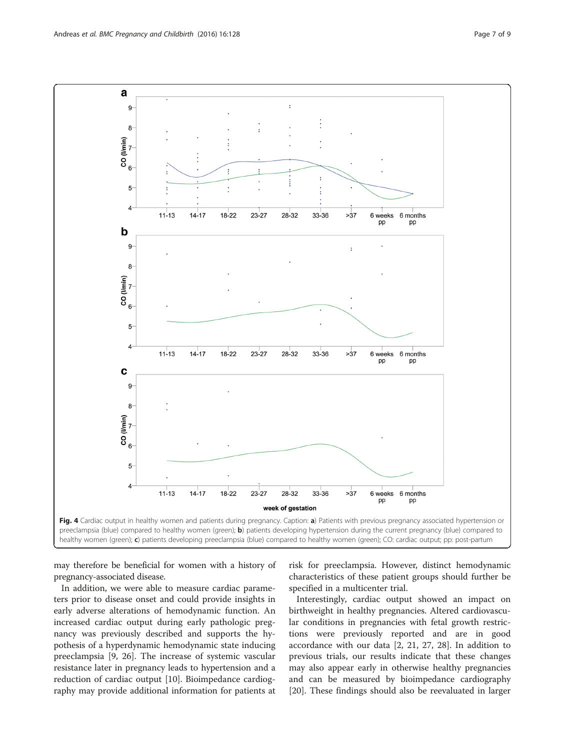Fig. 4 Cardiac output in healthy women and patients during pregnancy. Caption: **a**) Patients with previous pregnancy associated hypertension or preeclampsia (blue) compared to healthy women (green); **b**) patients developing hypertension during the current pregnancy (blue) compared to healthy women (green); **c**) patients developing preeclampsia (blue) compared to healthy women (green); CO: cardiac output; pp: post-partum

may therefore be beneficial for women with a history of pregnancy-associated disease.

In addition, we were able to measure cardiac parameters prior to disease onset and could provide insights in early adverse alterations of hemodynamic function. An increased cardiac output during early pathologic pregnancy was previously described and supports the hypothesis of a hyperdynamic hemodynamic state inducing preeclampsia [9, 26]. The increase of systemic vascular resistance later in pregnancy leads to hypertension and a reduction of cardiac output [10]. Bioimpedance cardiography may provide additional information for patients at risk for preeclampsia. However, distinct hemodynamic characteristics of these patient groups should further be specified in a multicenter trial.

Interestingly, cardiac output showed an impact on birthweight in healthy pregnancies. Altered cardiovascular conditions in pregnancies with fetal growth restrictions were previously reported and are in good accordance with our data [2, 21, 27, 28]. In addition to previous trials, our results indicate that these changes may also appear early in otherwise healthy pregnancies and can be measured by bioimpedance cardiography [20]. These findings should also be reevaluated in larger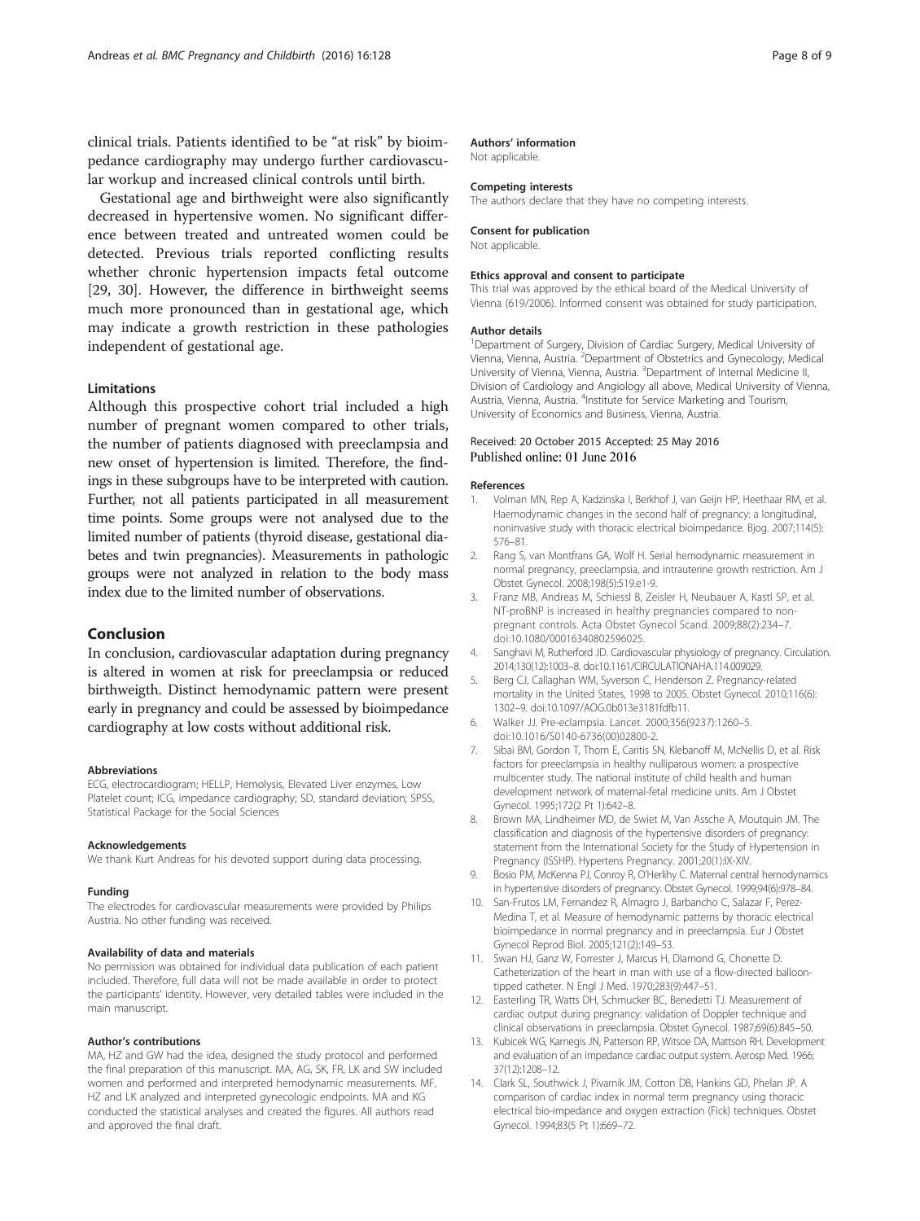clinical trials. Patients identified to be "at risk" by bioimpedance cardiography may undergo further cardiovascular workup and increased clinical controls until birth.

Gestational age and birthweight were also significantly decreased in hypertensive women. No significant difference between treated and untreated women could be detected. Previous trials reported conflicting results whether chronic hypertension impacts fetal outcome [29, 30]. However, the difference in birthweight seems much more pronounced than in gestational age, which may indicate a growth restriction in these pathologies independent of gestational age.

### Limitations

Although this prospective cohort trial included a high number of pregnant women compared to other trials, the number of patients diagnosed with preeclampsia and new onset of hypertension is limited. Therefore, the findings in these subgroups have to be interpreted with caution. Further, not all patients participated in all measurement time points. Some groups were not analysed due to the limited number of patients (thyroid disease, gestational diabetes and twin pregnancies). Measurements in pathologic groups were not analyzed in relation to the body mass index due to the limited number of observations.

## Conclusion

In conclusion, cardiovascular adaptation during pregnancy is altered in women at risk for preeclampsia or reduced birthweigth. Distinct hemodynamic pattern were present early in pregnancy and could be assessed by bioimpedance cardiography at low costs without additional risk.

#### Abbreviations

ECG, electrocardiogram; HELLP, Hemolysis, Elevated Liver enzymes, Low Platelet count; ICG, impedance cardiography; SD, standard deviation; SPSS, Statistical Package for the Social Sciences

#### Acknowledgements

We thank Kurt Andreas for his devoted support during data processing.

#### Funding

The electrodes for cardiovascular measurements were provided by Philips Austria. No other funding was received.

#### Availability of data and materials

No permission was obtained for individual data publication of each patient included. Therefore, full data will not be made available in order to protect the participants' identity. However, very detailed tables were included in the main manuscript.

#### Author's contributions

MA, HZ and GW had the idea, designed the study protocol and performed the final preparation of this manuscript. MA, AG, SK, FR, LK and SW included women and performed and interpreted hemodynamic measurements. MF, HZ and LK analyzed and interpreted gynecologic endpoints. MA and KG conducted the statistical analyses and created the figures. All authors read and approved the final draft.

#### Authors' information

Not applicable.

#### Competing interests

The authors declare that they have no competing interests.

#### Consent for publication

Not applicable.

#### Ethics approval and consent to participate

This trial was approved by the ethical board of the Medical University of Vienna (619/2006). Informed consent was obtained for study participation.

#### Author details

[1]Department of Surgery, Division of Cardiac Surgery, Medical University of Vienna, Vienna, Austria. [2]Department of Obstetrics and Gynecology, Medical University of Vienna, Vienna, Austria. [3]Department of Internal Medicine II, Division of Cardiology and Angiology all above, Medical University of Vienna, Austria, Vienna, Austria. [4]Institute for Service Marketing and Tourism, University of Economics and Business, Vienna, Austria.

Received: 20 October 2015 Accepted: 25 May 2016
Published online: 01 June 2016

#### References

1. Volman MN, Rep A, Kadzinska I, Berkhof J, van Geijn HP, Heethaar RM, et al. Haemodynamic changes in the second half of pregnancy: a longitudinal, noninvasive study with thoracic electrical bioimpedance. Bjog. 2007;114(5): 576–81.
2. Rang S, van Montfrans GA, Wolf H. Serial hemodynamic measurement in normal pregnancy, preeclampsia, and intrauterine growth restriction. Am J Obstet Gynecol. 2008;198(5):519.e1-9.
3. Franz MB, Andreas M, Schiessl B, Zeisler H, Neubauer A, Kastl SP, et al. NT-proBNP is increased in healthy pregnancies compared to non-pregnant controls. Acta Obstet Gynecol Scand. 2009;88(2):234–7. doi:10.1080/00016340802596025.
4. Sanghavi M, Rutherford JD. Cardiovascular physiology of pregnancy. Circulation. 2014;130(12):1003–8. doi:10.1161/CIRCULATIONAHA.114.009029.
5. Berg CJ, Callaghan WM, Syverson C, Henderson Z. Pregnancy-related mortality in the United States, 1998 to 2005. Obstet Gynecol. 2010;116(6): 1302–9. doi:10.1097/AOG.0b013e3181fdfb11.
6. Walker JJ. Pre-eclampsia. Lancet. 2000;356(9237):1260–5. doi:10.1016/S0140-6736(00)02800-2.
7. Sibai BM, Gordon T, Thom E, Caritis SN, Klebanoff M, McNellis D, et al. Risk factors for preeclampsia in healthy nulliparous women: a prospective multicenter study. The national institute of child health and human development network of maternal-fetal medicine units. Am J Obstet Gynecol. 1995;172(2 Pt 1):642–8.
8. Brown MA, Lindheimer MD, de Swiet M, Van Assche A, Moutquin JM. The classification and diagnosis of the hypertensive disorders of pregnancy: statement from the International Society for the Study of Hypertension in Pregnancy (ISSHP). Hypertens Pregnancy. 2001;20(1):IX-XIV.
9. Bosio PM, McKenna PJ, Conroy R, O'Herlihy C. Maternal central hemodynamics in hypertensive disorders of pregnancy. Obstet Gynecol. 1999;94(6):978–84.
10. San-Frutos LM, Fernandez R, Almagro J, Barbancho C, Salazar F, Perez-Medina T, et al. Measure of hemodynamic patterns by thoracic electrical bioimpedance in normal pregnancy and in preeclampsia. Eur J Obstet Gynecol Reprod Biol. 2005;121(2):149–53.
11. Swan HJ, Ganz W, Forrester J, Marcus H, Diamond G, Chonette D. Catheterization of the heart in man with use of a flow-directed balloon-tipped catheter. N Engl J Med. 1970;283(9):447–51.
12. Easterling TR, Watts DH, Schmucker BC, Benedetti TJ. Measurement of cardiac output during pregnancy: validation of Doppler technique and clinical observations in preeclampsia. Obstet Gynecol. 1987;69(6):845–50.
13. Kubicek WG, Karnegis JN, Patterson RP, Witsoe DA, Mattson RH. Development and evaluation of an impedance cardiac output system. Aerosp Med. 1966; 37(12):1208–12.
14. Clark SL, Southwick J, Pivarnik JM, Cotton DB, Hankins GD, Phelan JP. A comparison of cardiac index in normal term pregnancy using thoracic electrical bio-impedance and oxygen extraction (Fick) techniques. Obstet Gynecol. 1994;83(5 Pt 1):669–72.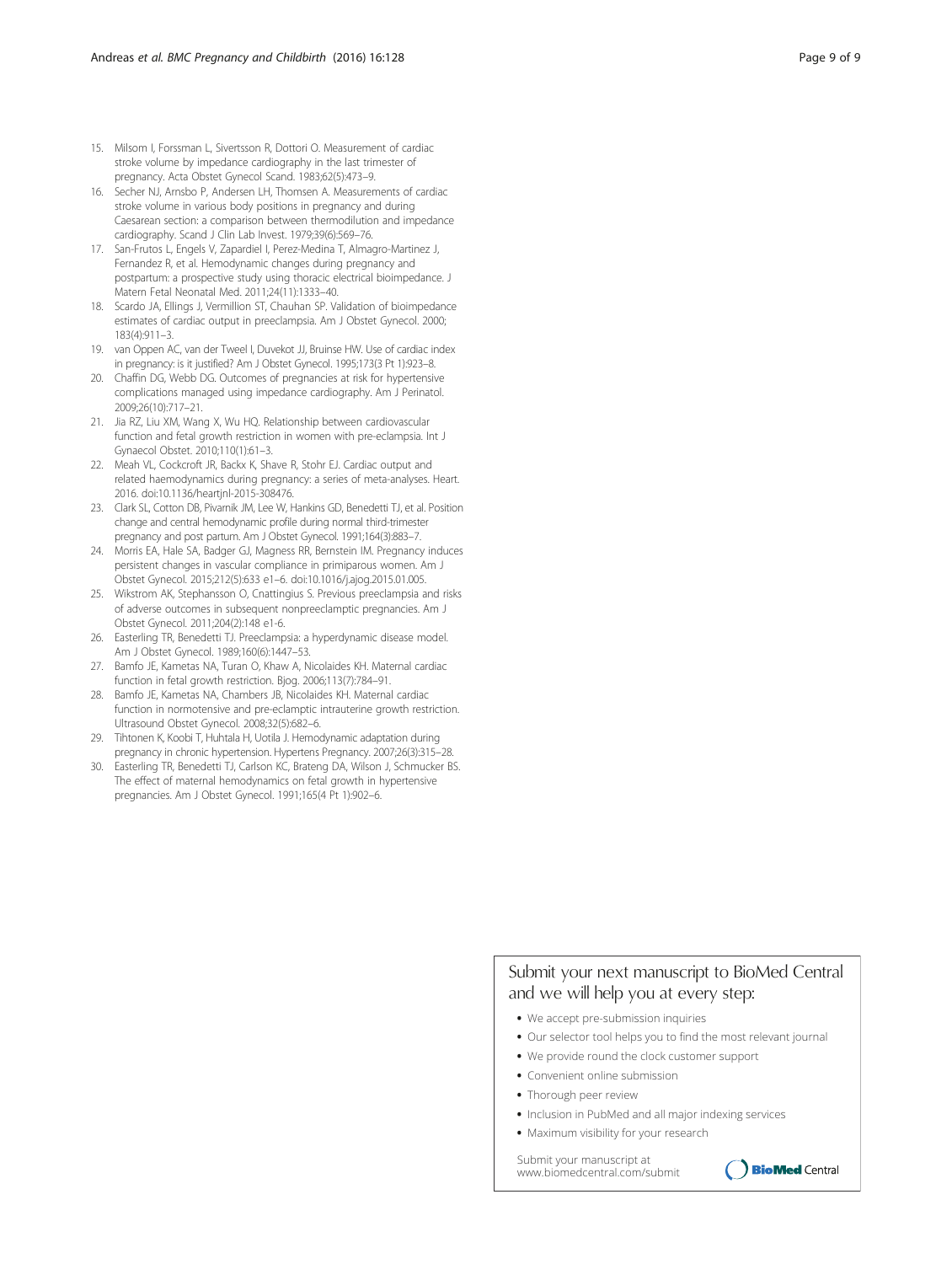15. Milsom I, Forssman L, Sivertsson R, Dottori O. Measurement of cardiac stroke volume by impedance cardiography in the last trimester of pregnancy. Acta Obstet Gynecol Scand. 1983;62(5):473–9.
16. Secher NJ, Arnsbo P, Andersen LH, Thomsen A. Measurements of cardiac stroke volume in various body positions in pregnancy and during Caesarean section: a comparison between thermodilution and impedance cardiography. Scand J Clin Lab Invest. 1979;39(6):569–76.
17. San-Frutos L, Engels V, Zapardiel I, Perez-Medina T, Almagro-Martinez J, Fernandez R, et al. Hemodynamic changes during pregnancy and postpartum: a prospective study using thoracic electrical bioimpedance. J Matern Fetal Neonatal Med. 2011;24(11):1333–40.
18. Scardo JA, Ellings J, Vermillion ST, Chauhan SP. Validation of bioimpedance estimates of cardiac output in preeclampsia. Am J Obstet Gynecol. 2000; 183(4):911–3.
19. van Oppen AC, van der Tweel I, Duvekot JJ, Bruinse HW. Use of cardiac index in pregnancy: is it justified? Am J Obstet Gynecol. 1995;173(3 Pt 1):923–8.
20. Chaffin DG, Webb DG. Outcomes of pregnancies at risk for hypertensive complications managed using impedance cardiography. Am J Perinatol. 2009;26(10):717–21.
21. Jia RZ, Liu XM, Wang X, Wu HQ. Relationship between cardiovascular function and fetal growth restriction in women with pre-eclampsia. Int J Gynaecol Obstet. 2010;110(1):61–3.
22. Meah VL, Cockcroft JR, Backx K, Shave R, Stohr EJ. Cardiac output and related haemodynamics during pregnancy: a series of meta-analyses. Heart. 2016. doi:10.1136/heartjnl-2015-308476.
23. Clark SL, Cotton DB, Pivarnik JM, Lee W, Hankins GD, Benedetti TJ, et al. Position change and central hemodynamic profile during normal third-trimester pregnancy and post partum. Am J Obstet Gynecol. 1991;164(3):883–7.
24. Morris EA, Hale SA, Badger GJ, Magness RR, Bernstein IM. Pregnancy induces persistent changes in vascular compliance in primiparous women. Am J Obstet Gynecol. 2015;212(5):633 e1–6. doi:10.1016/j.ajog.2015.01.005.
25. Wikstrom AK, Stephansson O, Cnattingius S. Previous preeclampsia and risks of adverse outcomes in subsequent nonpreeclamptic pregnancies. Am J Obstet Gynecol. 2011;204(2):148 e1-6.
26. Easterling TR, Benedetti TJ. Preeclampsia: a hyperdynamic disease model. Am J Obstet Gynecol. 1989;160(6):1447–53.
27. Bamfo JE, Kametas NA, Turan O, Khaw A, Nicolaides KH. Maternal cardiac function in fetal growth restriction. Bjog. 2006;113(7):784–91.
28. Bamfo JE, Kametas NA, Chambers JB, Nicolaides KH. Maternal cardiac function in normotensive and pre-eclamptic intrauterine growth restriction. Ultrasound Obstet Gynecol. 2008;32(5):682–6.
29. Tihtonen K, Koobi T, Huhtala H, Uotila J. Hemodynamic adaptation during pregnancy in chronic hypertension. Hypertens Pregnancy. 2007;26(3):315–28.
30. Easterling TR, Benedetti TJ, Carlson KC, Brateng DA, Wilson J, Schmucker BS. The effect of maternal hemodynamics on fetal growth in hypertensive pregnancies. Am J Obstet Gynecol. 1991;165(4 Pt 1):902–6.

Submit your next manuscript to BioMed Central and we will help you at every step:

- We accept pre-submission inquiries
- Our selector tool helps you to find the most relevant journal
- We provide round the clock customer support
- Convenient online submission
- Thorough peer review
- Inclusion in PubMed and all major indexing services
- Maximum visibility for your research

Submit your manuscript at www.biomedcentral.com/submit

BioMed Central